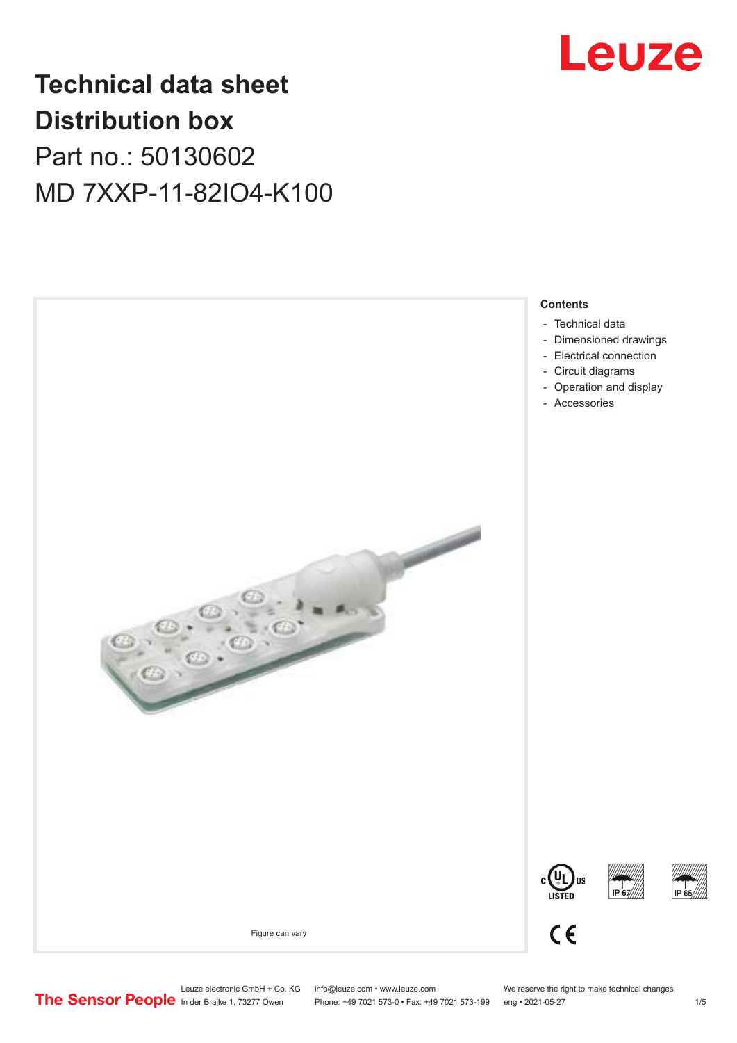# Technical data sheet
# Distribution box

Part no.: 50130602

MD 7XXP-11-82IO4-K100

Figure can vary

**Contents**

- Technical data
- Dimensioned drawings
- Electrical connection
- Circuit diagrams
- Operation and display
- Accessories

Leuze electronic GmbH + Co. KG
In der Braike 1, 73277 Owen

info@leuze.com • www.leuze.com
Phone: +49 7021 573-0 • Fax: +49 7021 573-199

We reserve the right to make technical changes
eng • 2021-05-27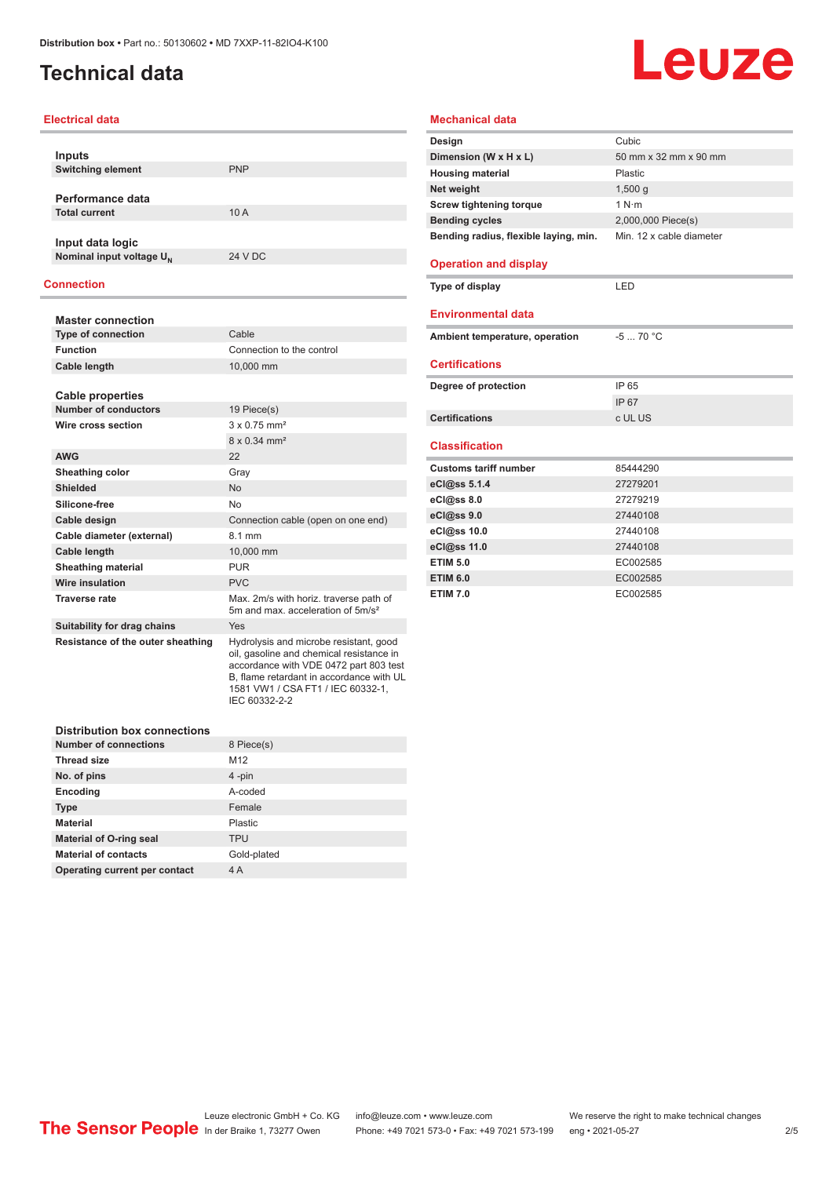# Technical data

## Electrical data

| **Inputs** | |
|---|---|
| **Switching element** | PNP |

| **Performance data** | |
|---|---|
| **Total current** | 10 A |

| **Input data logic** | |
|---|---|
| **Nominal input voltage $U_N$** | 24 V DC |

## Connection

| **Master connection** | |
|---|---|
| **Type of connection** | Cable |
| **Function** | Connection to the control |
| **Cable length** | 10,000 mm |

| **Cable properties** | |
|---|---|
| **Number of conductors** | 19 Piece(s) |
| **Wire cross section** | 3 x 0.75 mm² |
| | 8 x 0.34 mm² |
| **AWG** | 22 |
| **Sheathing color** | Gray |
| **Shielded** | No |
| **Silicone-free** | No |
| **Cable design** | Connection cable (open on one end) |
| **Cable diameter (external)** | 8.1 mm |
| **Cable length** | 10,000 mm |
| **Sheathing material** | PUR |
| **Wire insulation** | PVC |
| **Traverse rate** | Max. 2m/s with horiz. traverse path of 5m and max. acceleration of 5m/s² |
| **Suitability for drag chains** | Yes |
| **Resistance of the outer sheathing** | Hydrolysis and microbe resistant, good oil, gasoline and chemical resistance in accordance with VDE 0472 part 803 test B, flame retardant in accordance with UL 1581 VW1 / CSA FT1 / IEC 60332-1, IEC 60332-2-2 |

| **Distribution box connections** | |
|---|---|
| **Number of connections** | 8 Piece(s) |
| **Thread size** | M12 |
| **No. of pins** | 4 -pin |
| **Encoding** | A-coded |
| **Type** | Female |
| **Material** | Plastic |
| **Material of O-ring seal** | TPU |
| **Material of contacts** | Gold-plated |
| **Operating current per contact** | 4 A |

## Mechanical data

| | |
|---|---|
| **Design** | Cubic |
| **Dimension (W x H x L)** | 50 mm x 32 mm x 90 mm |
| **Housing material** | Plastic |
| **Net weight** | 1,500 g |
| **Screw tightening torque** | 1 N·m |
| **Bending cycles** | 2,000,000 Piece(s) |
| **Bending radius, flexible laying, min.** | Min. 12 x cable diameter |

## Operation and display

| | |
|---|---|
| **Type of display** | LED |

## Environmental data

| | |
|---|---|
| **Ambient temperature, operation** | -5 ... 70 °C |

## Certifications

| | |
|---|---|
| **Degree of protection** | IP 65 |
| | IP 67 |
| **Certifications** | c UL US |

## Classification

| | |
|---|---|
| **Customs tariff number** | 85444290 |
| **eCl@ss 5.1.4** | 27279201 |
| **eCl@ss 8.0** | 27279219 |
| **eCl@ss 9.0** | 27440108 |
| **eCl@ss 10.0** | 27440108 |
| **eCl@ss 11.0** | 27440108 |
| **ETIM 5.0** | EC002585 |
| **ETIM 6.0** | EC002585 |
| **ETIM 7.0** | EC002585 |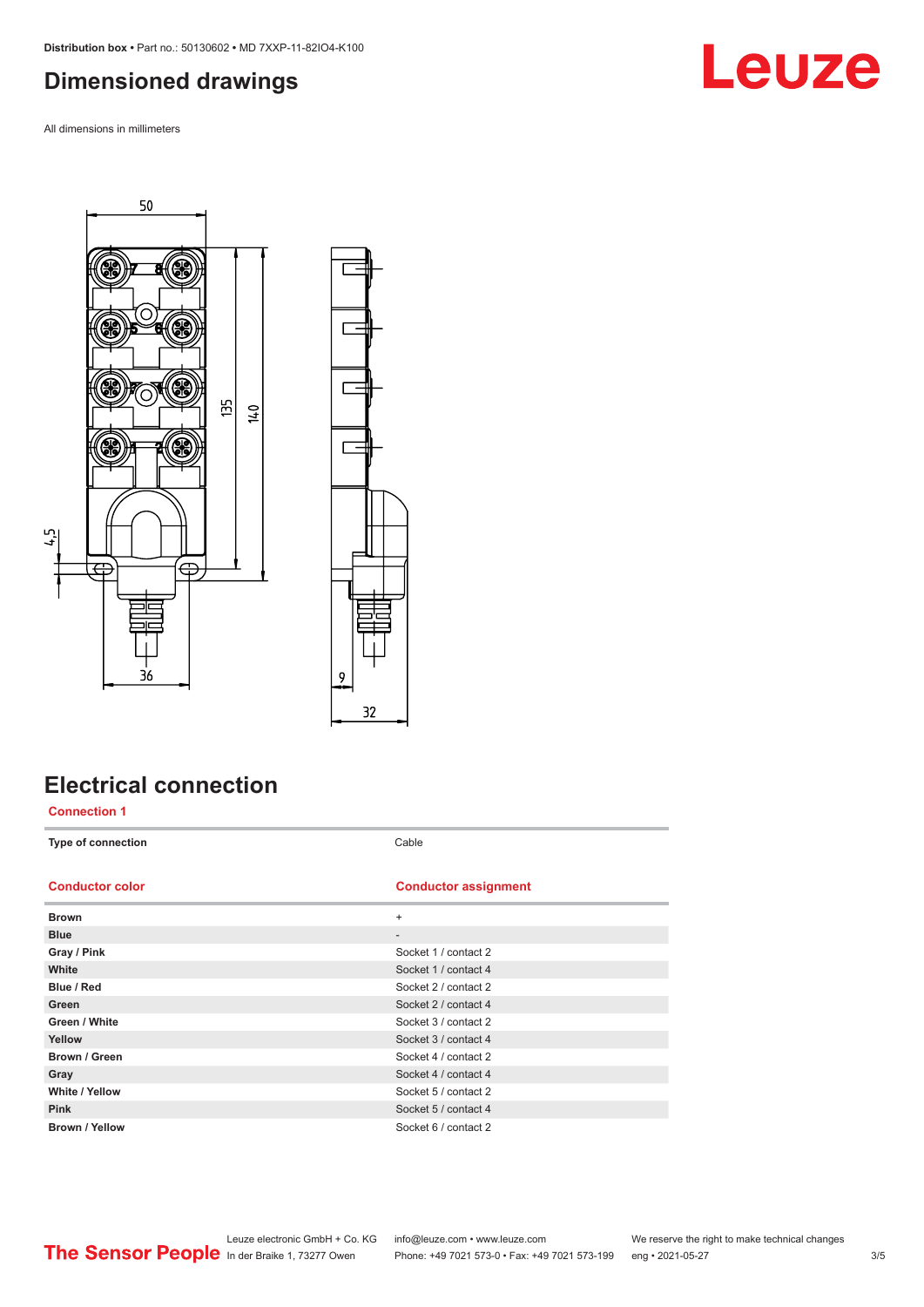## Dimensioned drawings

All dimensions in millimeters

50

135

140

4.5

36

9

32

## Electrical connection

### Connection 1

| Type of connection | Cable |
|---|---|

| Conductor color | Conductor assignment |
|---|---|
| **Brown** | + |
| **Blue** | - |
| **Gray / Pink** | Socket 1 / contact 2 |
| **White** | Socket 1 / contact 4 |
| **Blue / Red** | Socket 2 / contact 2 |
| **Green** | Socket 2 / contact 4 |
| **Green / White** | Socket 3 / contact 2 |
| **Yellow** | Socket 3 / contact 4 |
| **Brown / Green** | Socket 4 / contact 2 |
| **Gray** | Socket 4 / contact 4 |
| **White / Yellow** | Socket 5 / contact 2 |
| **Pink** | Socket 5 / contact 4 |
| **Brown / Yellow** | Socket 6 / contact 2 |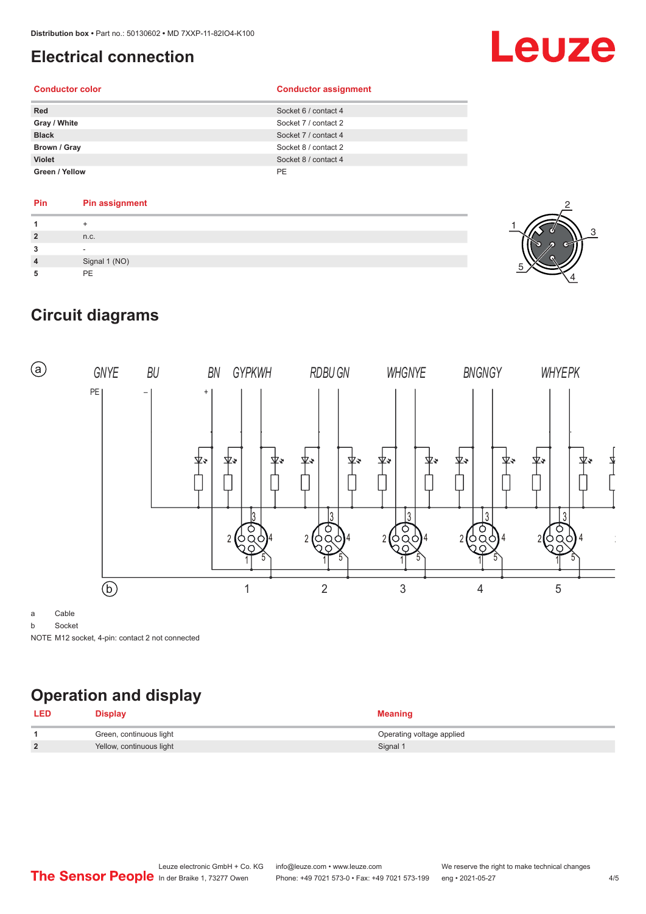# Electrical connection

| Conductor color | Conductor assignment |
|---|---|
| **Red** | Socket 6 / contact 4 |
| **Gray / White** | Socket 7 / contact 2 |
| **Black** | Socket 7 / contact 4 |
| **Brown / Gray** | Socket 8 / contact 2 |
| **Violet** | Socket 8 / contact 4 |
| **Green / Yellow** | PE |

| Pin | Pin assignment |
|---|---|
| **1** | + |
| **2** | n.c. |
| **3** | - |
| **4** | Signal 1 (NO) |
| **5** | PE |

# Circuit diagrams

a Cable

b Socket

NOTE M12 socket, 4-pin: contact 2 not connected

# Operation and display

| LED | Display | Meaning |
|---|---|---|
| **1** | Green, continuous light | Operating voltage applied |
| **2** | Yellow, continuous light | Signal 1 |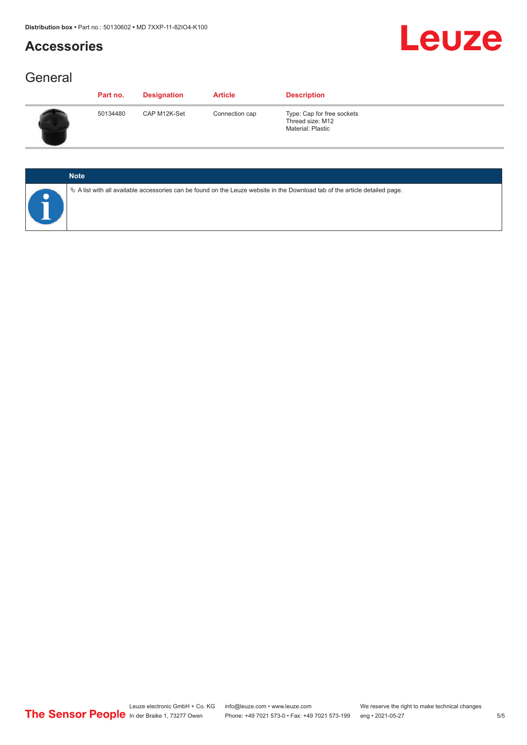## Accessories

### General

| Part no. | Designation | Article | Description |
|---|---|---|---|
| 50134480 | CAP M12K-Set | Connection cap | Type: Cap for free sockets<br>Thread size: M12<br>Material: Plastic |

**Note**

↳ A list with all available accessories can be found on the Leuze website in the Download tab of the article detailed page.